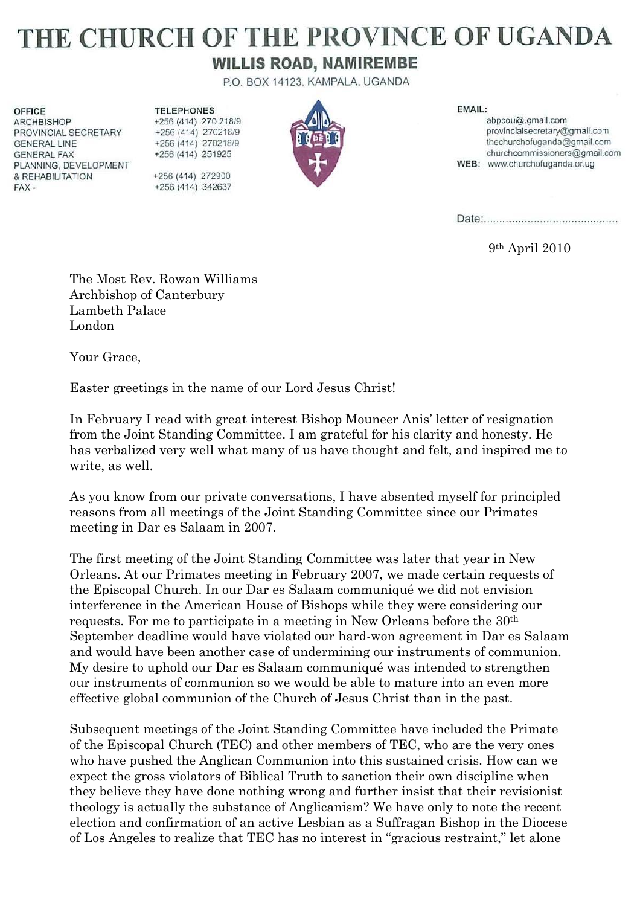# THE CHURCH OF THE PROVINCE OF UGANDA

## WILLIS ROAD, NAMIREMBE

P.O. BOX 14123, KAMPALA, UGANDA

| OFFICE | TELEPHONES |
| --- | --- |
| ARCHBISHOP | +256 (414) 270 218/9 |
| PROVINCIAL SECRETARY | +256 (414) 270218/9 |
| GENERAL LINE | +256 (414) 270218/9 |
| GENERAL FAX | +256 (414) 251925 |
| PLANNING, DEVELOPMENT & REHABILITATION | +256 (414) 272900 |
| FAX - | +256 (414) 342637 |

**EMAIL:**
abpcou@.gmail.com
provincialsecretary@gmail.com
thechurchofuganda@gmail.com
churchcommissioners@gmail.com

**WEB:** www.churchofuganda.or.ug

Date:..........................................

9th April 2010

The Most Rev. Rowan Williams
Archbishop of Canterbury
Lambeth Palace
London

Your Grace,

Easter greetings in the name of our Lord Jesus Christ!

In February I read with great interest Bishop Mouneer Anis' letter of resignation from the Joint Standing Committee. I am grateful for his clarity and honesty. He has verbalized very well what many of us have thought and felt, and inspired me to write, as well.

As you know from our private conversations, I have absented myself for principled reasons from all meetings of the Joint Standing Committee since our Primates meeting in Dar es Salaam in 2007.

The first meeting of the Joint Standing Committee was later that year in New Orleans. At our Primates meeting in February 2007, we made certain requests of the Episcopal Church. In our Dar es Salaam communiqué we did not envision interference in the American House of Bishops while they were considering our requests. For me to participate in a meeting in New Orleans before the 30th September deadline would have violated our hard-won agreement in Dar es Salaam and would have been another case of undermining our instruments of communion. My desire to uphold our Dar es Salaam communiqué was intended to strengthen our instruments of communion so we would be able to mature into an even more effective global communion of the Church of Jesus Christ than in the past.

Subsequent meetings of the Joint Standing Committee have included the Primate of the Episcopal Church (TEC) and other members of TEC, who are the very ones who have pushed the Anglican Communion into this sustained crisis. How can we expect the gross violators of Biblical Truth to sanction their own discipline when they believe they have done nothing wrong and further insist that their revisionist theology is actually the substance of Anglicanism? We have only to note the recent election and confirmation of an active Lesbian as a Suffragan Bishop in the Diocese of Los Angeles to realize that TEC has no interest in "gracious restraint," let alone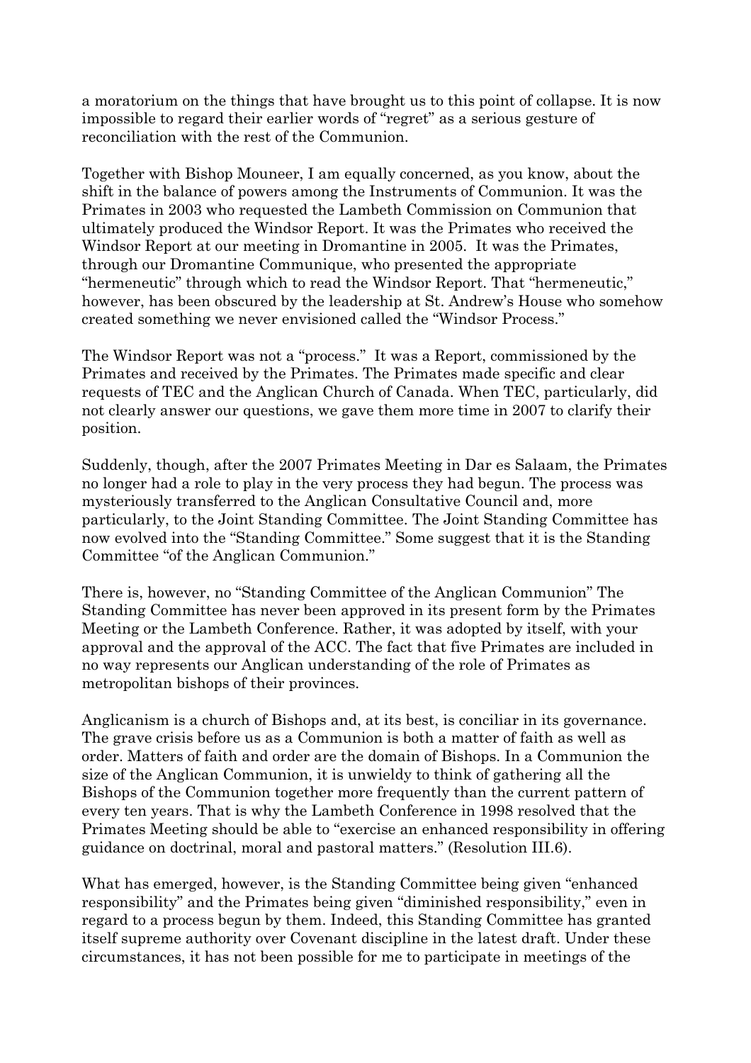a moratorium on the things that have brought us to this point of collapse. It is now impossible to regard their earlier words of "regret" as a serious gesture of reconciliation with the rest of the Communion.

Together with Bishop Mouneer, I am equally concerned, as you know, about the shift in the balance of powers among the Instruments of Communion. It was the Primates in 2003 who requested the Lambeth Commission on Communion that ultimately produced the Windsor Report. It was the Primates who received the Windsor Report at our meeting in Dromantine in 2005. It was the Primates, through our Dromantine Communique, who presented the appropriate "hermeneutic" through which to read the Windsor Report. That "hermeneutic," however, has been obscured by the leadership at St. Andrew's House who somehow created something we never envisioned called the "Windsor Process."

The Windsor Report was not a "process." It was a Report, commissioned by the Primates and received by the Primates. The Primates made specific and clear requests of TEC and the Anglican Church of Canada. When TEC, particularly, did not clearly answer our questions, we gave them more time in 2007 to clarify their position.

Suddenly, though, after the 2007 Primates Meeting in Dar es Salaam, the Primates no longer had a role to play in the very process they had begun. The process was mysteriously transferred to the Anglican Consultative Council and, more particularly, to the Joint Standing Committee. The Joint Standing Committee has now evolved into the "Standing Committee." Some suggest that it is the Standing Committee "of the Anglican Communion."

There is, however, no "Standing Committee of the Anglican Communion" The Standing Committee has never been approved in its present form by the Primates Meeting or the Lambeth Conference. Rather, it was adopted by itself, with your approval and the approval of the ACC. The fact that five Primates are included in no way represents our Anglican understanding of the role of Primates as metropolitan bishops of their provinces.

Anglicanism is a church of Bishops and, at its best, is conciliar in its governance. The grave crisis before us as a Communion is both a matter of faith as well as order. Matters of faith and order are the domain of Bishops. In a Communion the size of the Anglican Communion, it is unwieldy to think of gathering all the Bishops of the Communion together more frequently than the current pattern of every ten years. That is why the Lambeth Conference in 1998 resolved that the Primates Meeting should be able to "exercise an enhanced responsibility in offering guidance on doctrinal, moral and pastoral matters." (Resolution III.6).

What has emerged, however, is the Standing Committee being given "enhanced responsibility" and the Primates being given "diminished responsibility," even in regard to a process begun by them. Indeed, this Standing Committee has granted itself supreme authority over Covenant discipline in the latest draft. Under these circumstances, it has not been possible for me to participate in meetings of the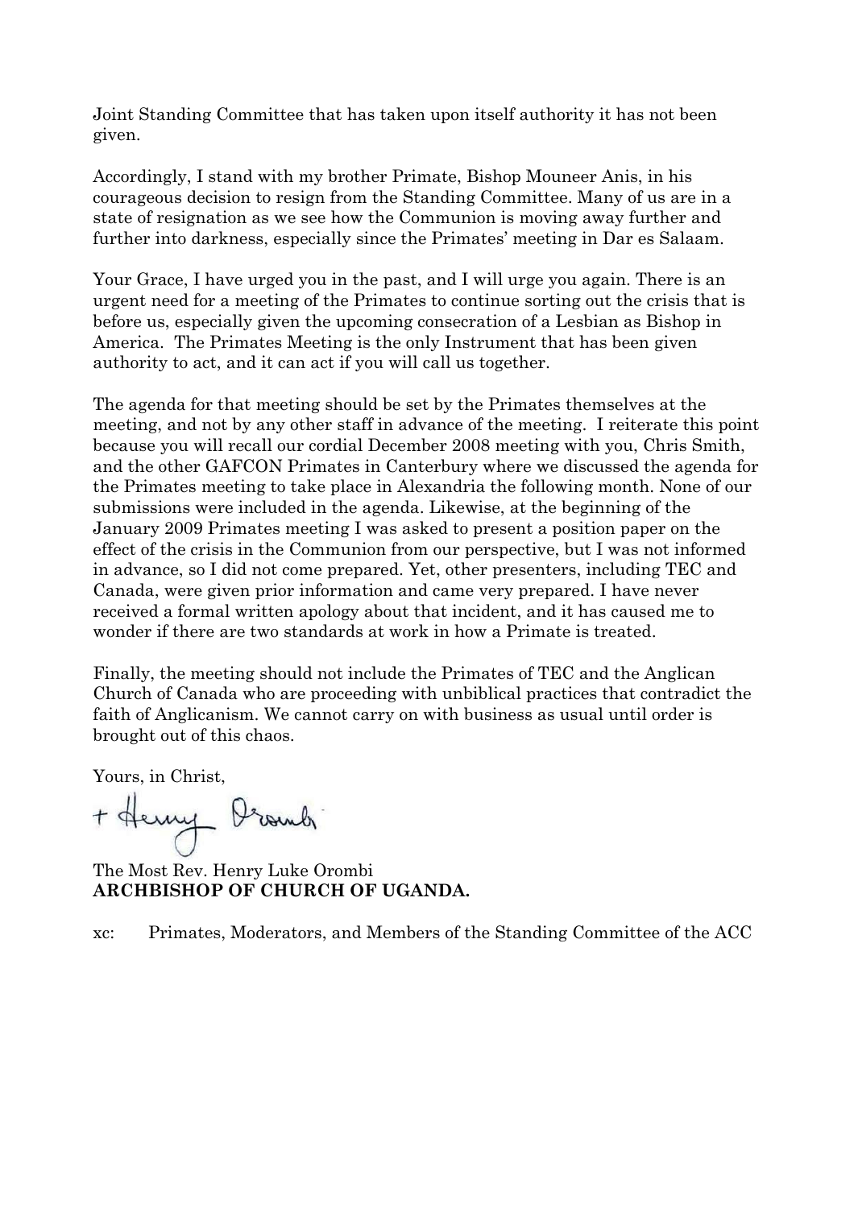Joint Standing Committee that has taken upon itself authority it has not been given.

Accordingly, I stand with my brother Primate, Bishop Mouneer Anis, in his courageous decision to resign from the Standing Committee. Many of us are in a state of resignation as we see how the Communion is moving away further and further into darkness, especially since the Primates' meeting in Dar es Salaam.

Your Grace, I have urged you in the past, and I will urge you again. There is an urgent need for a meeting of the Primates to continue sorting out the crisis that is before us, especially given the upcoming consecration of a Lesbian as Bishop in America. The Primates Meeting is the only Instrument that has been given authority to act, and it can act if you will call us together.

The agenda for that meeting should be set by the Primates themselves at the meeting, and not by any other staff in advance of the meeting. I reiterate this point because you will recall our cordial December 2008 meeting with you, Chris Smith, and the other GAFCON Primates in Canterbury where we discussed the agenda for the Primates meeting to take place in Alexandria the following month. None of our submissions were included in the agenda. Likewise, at the beginning of the January 2009 Primates meeting I was asked to present a position paper on the effect of the crisis in the Communion from our perspective, but I was not informed in advance, so I did not come prepared. Yet, other presenters, including TEC and Canada, were given prior information and came very prepared. I have never received a formal written apology about that incident, and it has caused me to wonder if there are two standards at work in how a Primate is treated.

Finally, the meeting should not include the Primates of TEC and the Anglican Church of Canada who are proceeding with unbiblical practices that contradict the faith of Anglicanism. We cannot carry on with business as usual until order is brought out of this chaos.

Yours, in Christ,

+ Henry Orombi

The Most Rev. Henry Luke Orombi
**ARCHBISHOP OF CHURCH OF UGANDA.**

xc: Primates, Moderators, and Members of the Standing Committee of the ACC